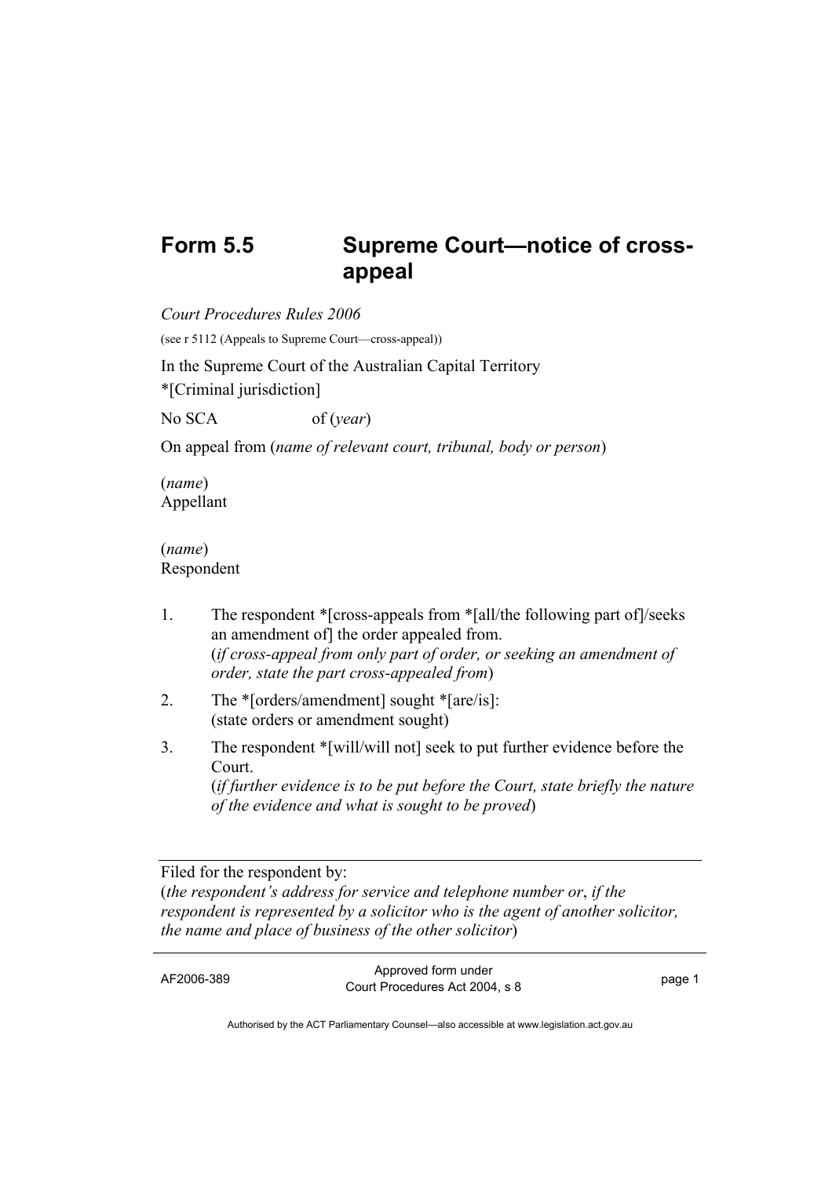# Form 5.5 Supreme Court—notice of cross-appeal

*Court Procedures Rules 2006*

(see r 5112 (Appeals to Supreme Court—cross-appeal))

In the Supreme Court of the Australian Capital Territory

*[Criminal jurisdiction]

No SCA of (*year*)

On appeal from (*name of relevant court, tribunal, body or person*)

(*name*)
Appellant

(*name*)
Respondent

1. The respondent *[cross-appeals from *[all/the following part of]/seeks an amendment of] the order appealed from.
   (*if cross-appeal from only part of order, or seeking an amendment of order, state the part cross-appealed from*)
2. The *[orders/amendment] sought *[are/is]:
   (state orders or amendment sought)
3. The respondent *[will/will not] seek to put further evidence before the Court.
   (*if further evidence is to be put before the Court, state briefly the nature of the evidence and what is sought to be proved*)

---

Filed for the respondent by:
(*the respondent's address for service and telephone number or*, *if the respondent is represented by a solicitor who is the agent of another solicitor, the name and place of business of the other solicitor*)

AF2006-389 Approved form under Court Procedures Act 2004, s 8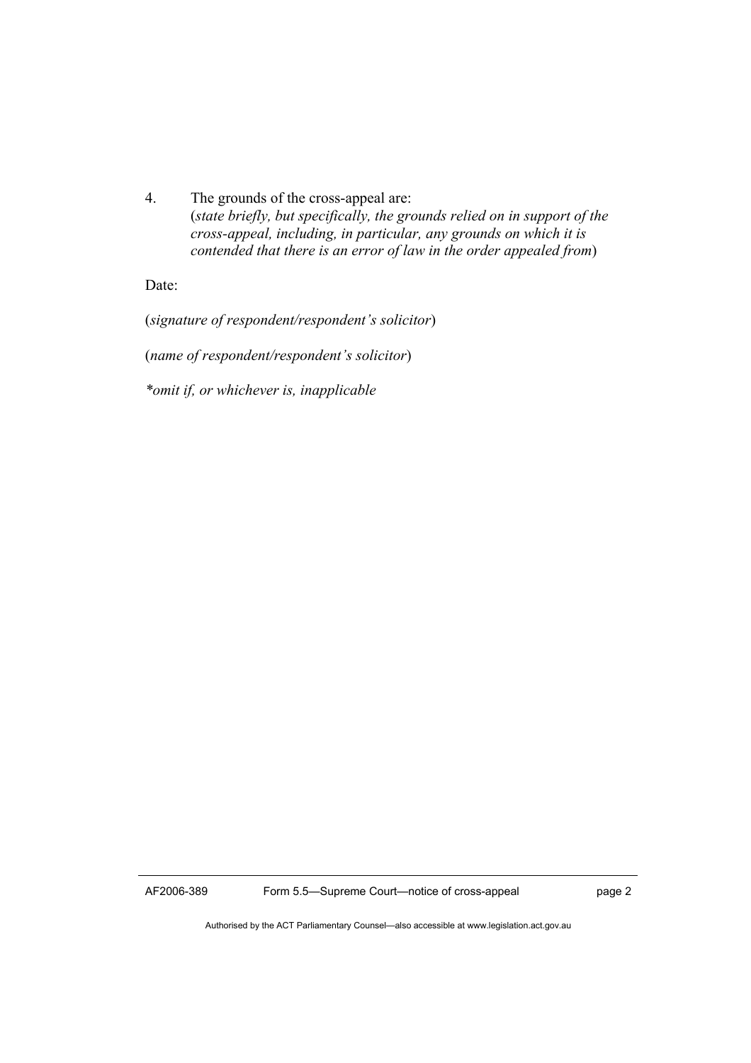4. The grounds of the cross-appeal are:
(*state briefly, but specifically, the grounds relied on in support of the cross-appeal, including, in particular, any grounds on which it is contended that there is an error of law in the order appealed from*)

Date:

(*signature of respondent/respondent's solicitor*)

(*name of respondent/respondent's solicitor*)

*\*omit if, or whichever is, inapplicable*